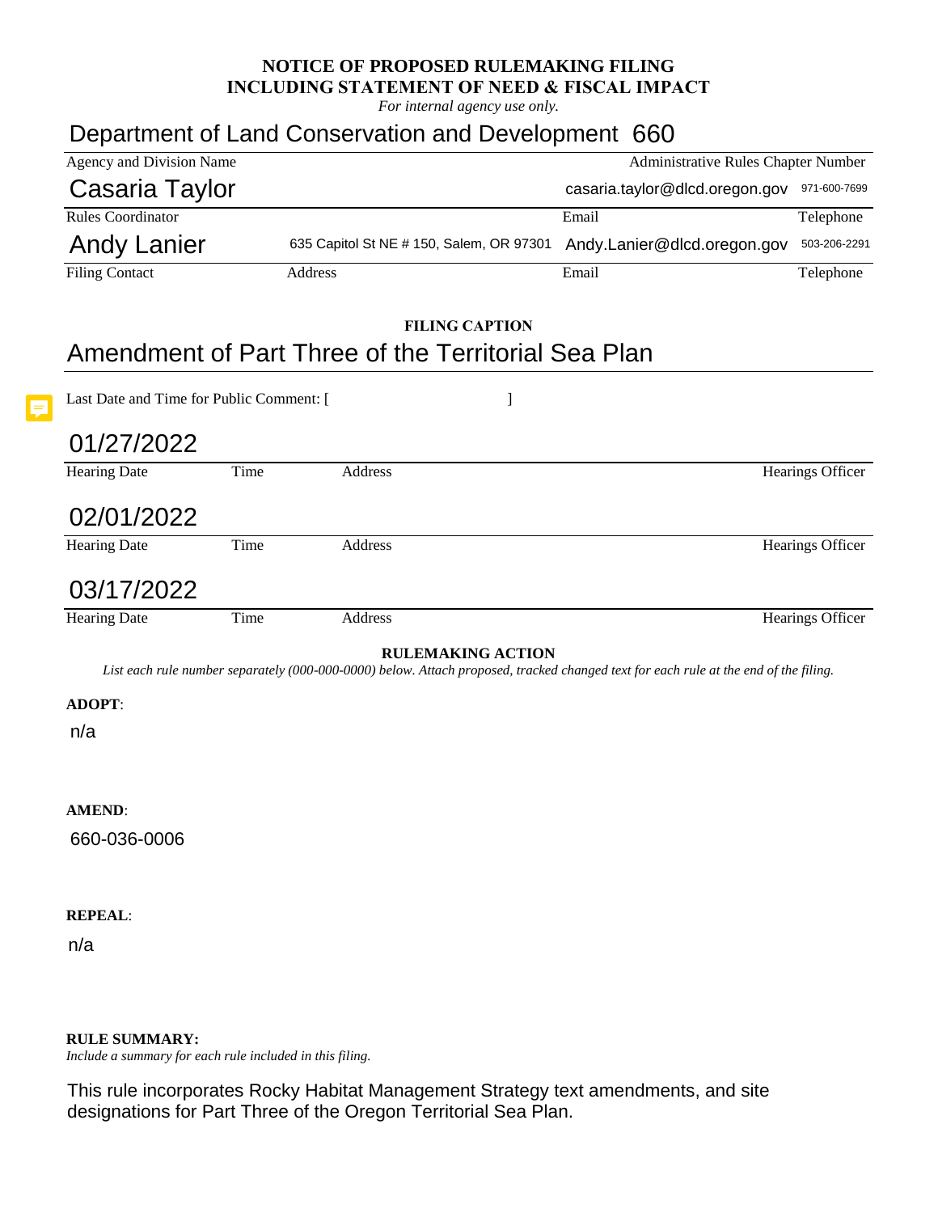**NOTICE OF PROPOSED RULEMAKING FILING**
**INCLUDING STATEMENT OF NEED & FISCAL IMPACT**
*For internal agency use only.*

| Department of Land Conservation and Development | 660 |
|---|---|
| Agency and Division Name | Administrative Rules Chapter Number |

| Casaria Taylor | | casaria.taylor@dlcd.oregon.gov | 971-600-7699 |
|---|---|---|---|
| Rules Coordinator | | Email | Telephone |
| Andy Lanier | 635 Capitol St NE # 150, Salem, OR 97301 | Andy.Lanier@dlcd.oregon.gov | 503-206-2291 |
| Filing Contact | Address | Email | Telephone |

**FILING CAPTION**

Amendment of Part Three of the Territorial Sea Plan

Last Date and Time for Public Comment: [ ]

| Hearing Date | Time | Address | Hearings Officer |
|---|---|---|---|
| 01/27/2022 | | | |
| 02/01/2022 | | | |
| 03/17/2022 | | | |

**RULEMAKING ACTION**

*List each rule number separately (000-000-0000) below. Attach proposed, tracked changed text for each rule at the end of the filing.*

**ADOPT**:

n/a

**AMEND**:

660-036-0006

**REPEAL**:

n/a

**RULE SUMMARY:**
*Include a summary for each rule included in this filing.*

This rule incorporates Rocky Habitat Management Strategy text amendments, and site designations for Part Three of the Oregon Territorial Sea Plan.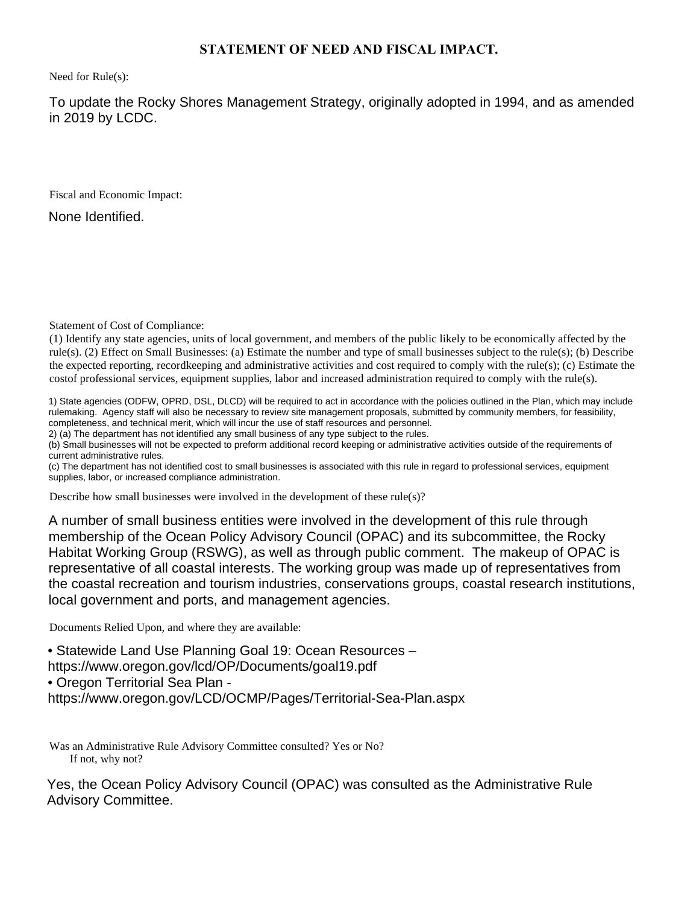## STATEMENT OF NEED AND FISCAL IMPACT.

Need for Rule(s):

To update the Rocky Shores Management Strategy, originally adopted in 1994, and as amended in 2019 by LCDC.

Fiscal and Economic Impact:

None Identified.

Statement of Cost of Compliance:

(1) Identify any state agencies, units of local government, and members of the public likely to be economically affected by the rule(s). (2) Effect on Small Businesses: (a) Estimate the number and type of small businesses subject to the rule(s); (b) Describe the expected reporting, recordkeeping and administrative activities and cost required to comply with the rule(s); (c) Estimate the costof professional services, equipment supplies, labor and increased administration required to comply with the rule(s).

1) State agencies (ODFW, OPRD, DSL, DLCD) will be required to act in accordance with the policies outlined in the Plan, which may include rulemaking. Agency staff will also be necessary to review site management proposals, submitted by community members, for feasibility, completeness, and technical merit, which will incur the use of staff resources and personnel.
2) (a) The department has not identified any small business of any type subject to the rules.
(b) Small businesses will not be expected to preform additional record keeping or administrative activities outside of the requirements of current administrative rules.
(c) The department has not identified cost to small businesses is associated with this rule in regard to professional services, equipment supplies, labor, or increased compliance administration.

Describe how small businesses were involved in the development of these rule(s)?

A number of small business entities were involved in the development of this rule through membership of the Ocean Policy Advisory Council (OPAC) and its subcommittee, the Rocky Habitat Working Group (RSWG), as well as through public comment. The makeup of OPAC is representative of all coastal interests. The working group was made up of representatives from the coastal recreation and tourism industries, conservations groups, coastal research institutions, local government and ports, and management agencies.

Documents Relied Upon, and where they are available:

• Statewide Land Use Planning Goal 19: Ocean Resources – https://www.oregon.gov/lcd/OP/Documents/goal19.pdf
• Oregon Territorial Sea Plan - https://www.oregon.gov/LCD/OCMP/Pages/Territorial-Sea-Plan.aspx

Was an Administrative Rule Advisory Committee consulted? Yes or No?
If not, why not?

Yes, the Ocean Policy Advisory Council (OPAC) was consulted as the Administrative Rule Advisory Committee.